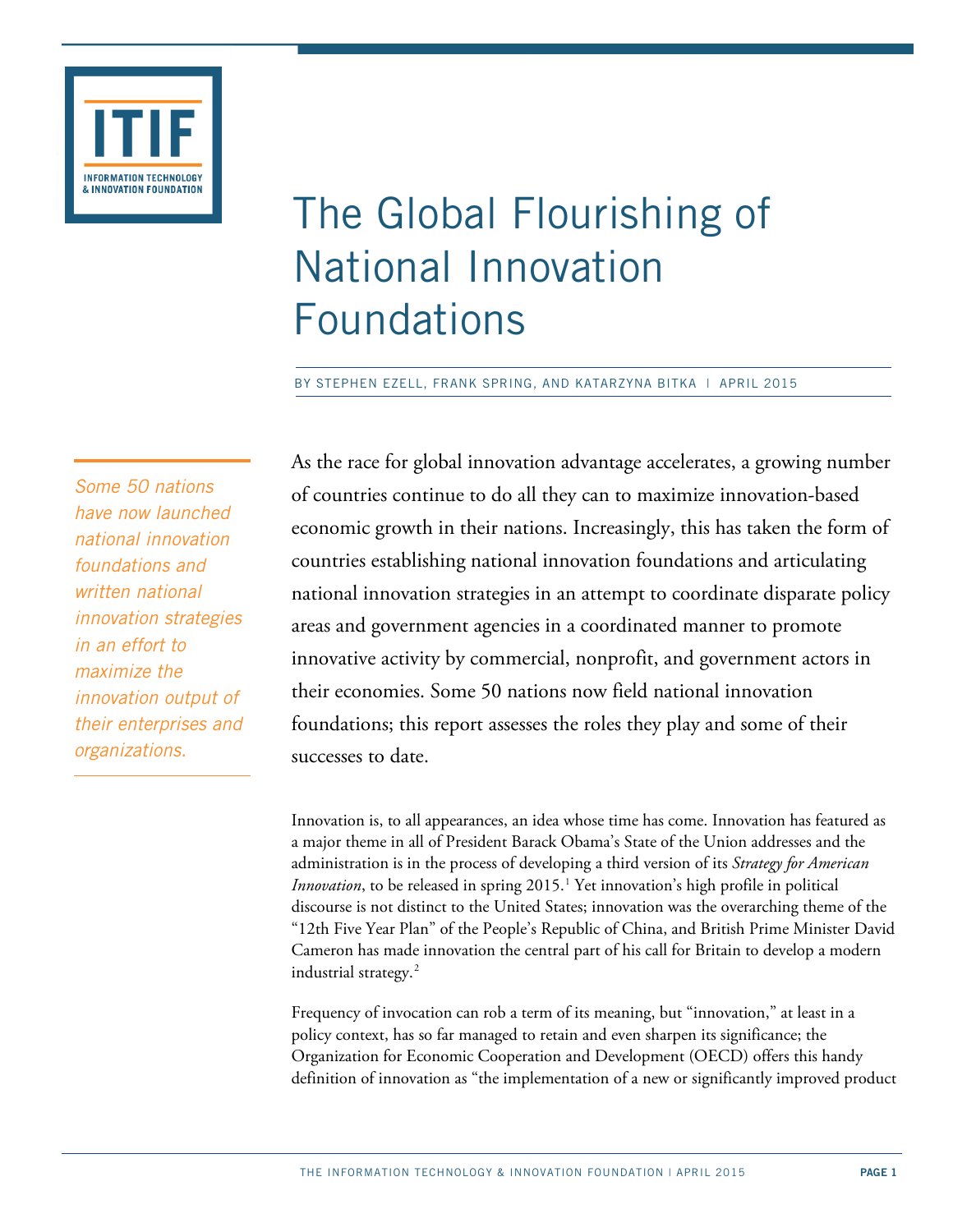# The Global Flourishing of National Innovation Foundations

BY STEPHEN EZELL, FRANK SPRING, AND KATARZYNA BITKA | APRIL 2015

*Some 50 nations have now launched national innovation foundations and written national innovation strategies in an effort to maximize the innovation output of their enterprises and organizations.*

As the race for global innovation advantage accelerates, a growing number of countries continue to do all they can to maximize innovation-based economic growth in their nations. Increasingly, this has taken the form of countries establishing national innovation foundations and articulating national innovation strategies in an attempt to coordinate disparate policy areas and government agencies in a coordinated manner to promote innovative activity by commercial, nonprofit, and government actors in their economies. Some 50 nations now field national innovation foundations; this report assesses the roles they play and some of their successes to date.

Innovation is, to all appearances, an idea whose time has come. Innovation has featured as a major theme in all of President Barack Obama's State of the Union addresses and the administration is in the process of developing a third version of its *Strategy for American Innovation*, to be released in spring 2015.[1] Yet innovation's high profile in political discourse is not distinct to the United States; innovation was the overarching theme of the "12th Five Year Plan" of the People's Republic of China, and British Prime Minister David Cameron has made innovation the central part of his call for Britain to develop a modern industrial strategy.[2]

Frequency of invocation can rob a term of its meaning, but "innovation," at least in a policy context, has so far managed to retain and even sharpen its significance; the Organization for Economic Cooperation and Development (OECD) offers this handy definition of innovation as "the implementation of a new or significantly improved product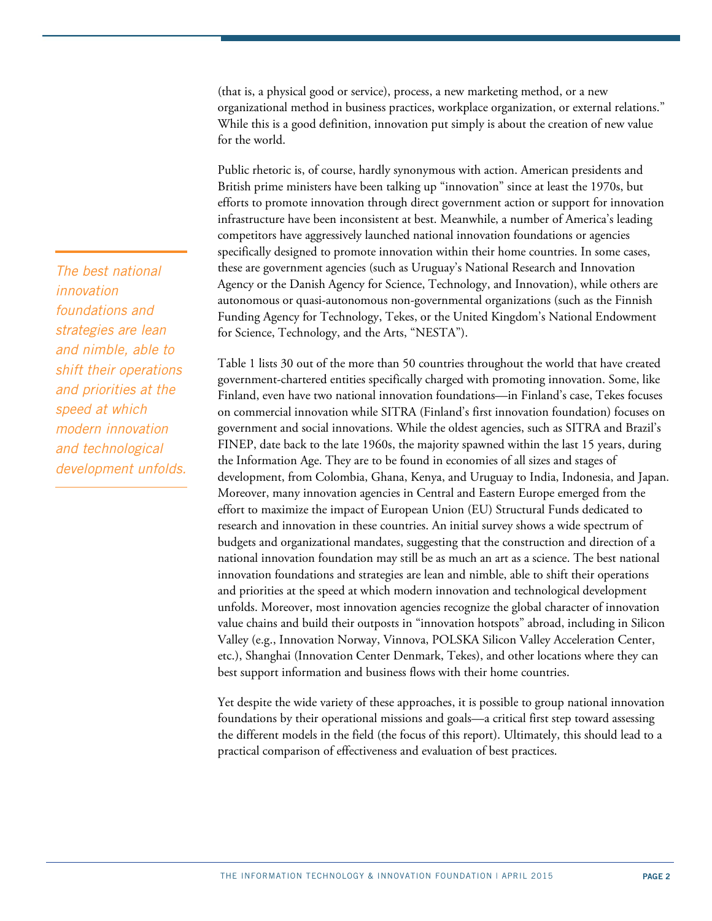(that is, a physical good or service), process, a new marketing method, or a new organizational method in business practices, workplace organization, or external relations." While this is a good definition, innovation put simply is about the creation of new value for the world.

Public rhetoric is, of course, hardly synonymous with action. American presidents and British prime ministers have been talking up "innovation" since at least the 1970s, but efforts to promote innovation through direct government action or support for innovation infrastructure have been inconsistent at best. Meanwhile, a number of America's leading competitors have aggressively launched national innovation foundations or agencies specifically designed to promote innovation within their home countries. In some cases, these are government agencies (such as Uruguay's National Research and Innovation Agency or the Danish Agency for Science, Technology, and Innovation), while others are autonomous or quasi-autonomous non-governmental organizations (such as the Finnish Funding Agency for Technology, Tekes, or the United Kingdom's National Endowment for Science, Technology, and the Arts, "NESTA").

*The best national innovation foundations and strategies are lean and nimble, able to shift their operations and priorities at the speed at which modern innovation and technological development unfolds.*

Table 1 lists 30 out of the more than 50 countries throughout the world that have created government-chartered entities specifically charged with promoting innovation. Some, like Finland, even have two national innovation foundations—in Finland's case, Tekes focuses on commercial innovation while SITRA (Finland's first innovation foundation) focuses on government and social innovations. While the oldest agencies, such as SITRA and Brazil's FINEP, date back to the late 1960s, the majority spawned within the last 15 years, during the Information Age. They are to be found in economies of all sizes and stages of development, from Colombia, Ghana, Kenya, and Uruguay to India, Indonesia, and Japan. Moreover, many innovation agencies in Central and Eastern Europe emerged from the effort to maximize the impact of European Union (EU) Structural Funds dedicated to research and innovation in these countries. An initial survey shows a wide spectrum of budgets and organizational mandates, suggesting that the construction and direction of a national innovation foundation may still be as much an art as a science. The best national innovation foundations and strategies are lean and nimble, able to shift their operations and priorities at the speed at which modern innovation and technological development unfolds. Moreover, most innovation agencies recognize the global character of innovation value chains and build their outposts in "innovation hotspots" abroad, including in Silicon Valley (e.g., Innovation Norway, Vinnova, POLSKA Silicon Valley Acceleration Center, etc.), Shanghai (Innovation Center Denmark, Tekes), and other locations where they can best support information and business flows with their home countries.

Yet despite the wide variety of these approaches, it is possible to group national innovation foundations by their operational missions and goals—a critical first step toward assessing the different models in the field (the focus of this report). Ultimately, this should lead to a practical comparison of effectiveness and evaluation of best practices.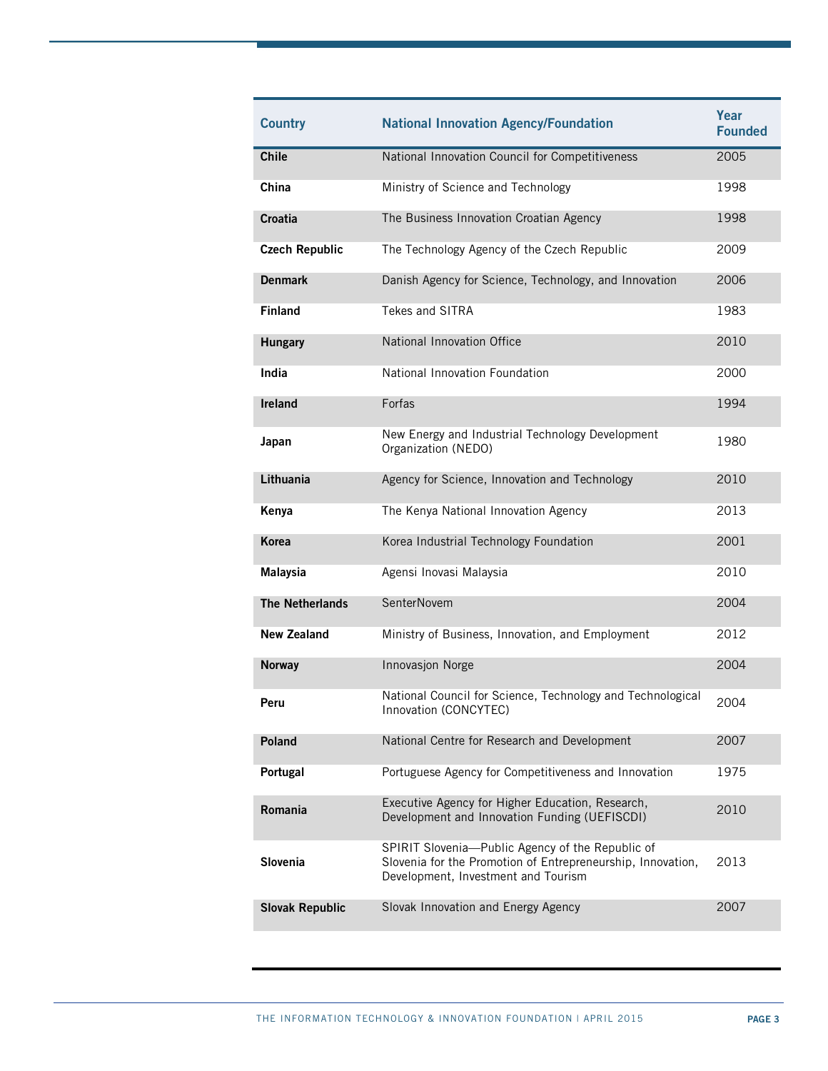| Country | National Innovation Agency/Foundation | Year Founded |
| --- | --- | --- |
| **Chile** | National Innovation Council for Competitiveness | 2005 |
| **China** | Ministry of Science and Technology | 1998 |
| **Croatia** | The Business Innovation Croatian Agency | 1998 |
| **Czech Republic** | The Technology Agency of the Czech Republic | 2009 |
| **Denmark** | Danish Agency for Science, Technology, and Innovation | 2006 |
| **Finland** | Tekes and SITRA | 1983 |
| **Hungary** | National Innovation Office | 2010 |
| **India** | National Innovation Foundation | 2000 |
| **Ireland** | Forfas | 1994 |
| **Japan** | New Energy and Industrial Technology Development Organization (NEDO) | 1980 |
| **Lithuania** | Agency for Science, Innovation and Technology | 2010 |
| **Kenya** | The Kenya National Innovation Agency | 2013 |
| **Korea** | Korea Industrial Technology Foundation | 2001 |
| **Malaysia** | Agensi Inovasi Malaysia | 2010 |
| **The Netherlands** | SenterNovem | 2004 |
| **New Zealand** | Ministry of Business, Innovation, and Employment | 2012 |
| **Norway** | Innovasjon Norge | 2004 |
| **Peru** | National Council for Science, Technology and Technological Innovation (CONCYTEC) | 2004 |
| **Poland** | National Centre for Research and Development | 2007 |
| **Portugal** | Portuguese Agency for Competitiveness and Innovation | 1975 |
| **Romania** | Executive Agency for Higher Education, Research, Development and Innovation Funding (UEFISCDI) | 2010 |
| **Slovenia** | SPIRIT Slovenia—Public Agency of the Republic of Slovenia for the Promotion of Entrepreneurship, Innovation, Development, Investment and Tourism | 2013 |
| **Slovak Republic** | Slovak Innovation and Energy Agency | 2007 |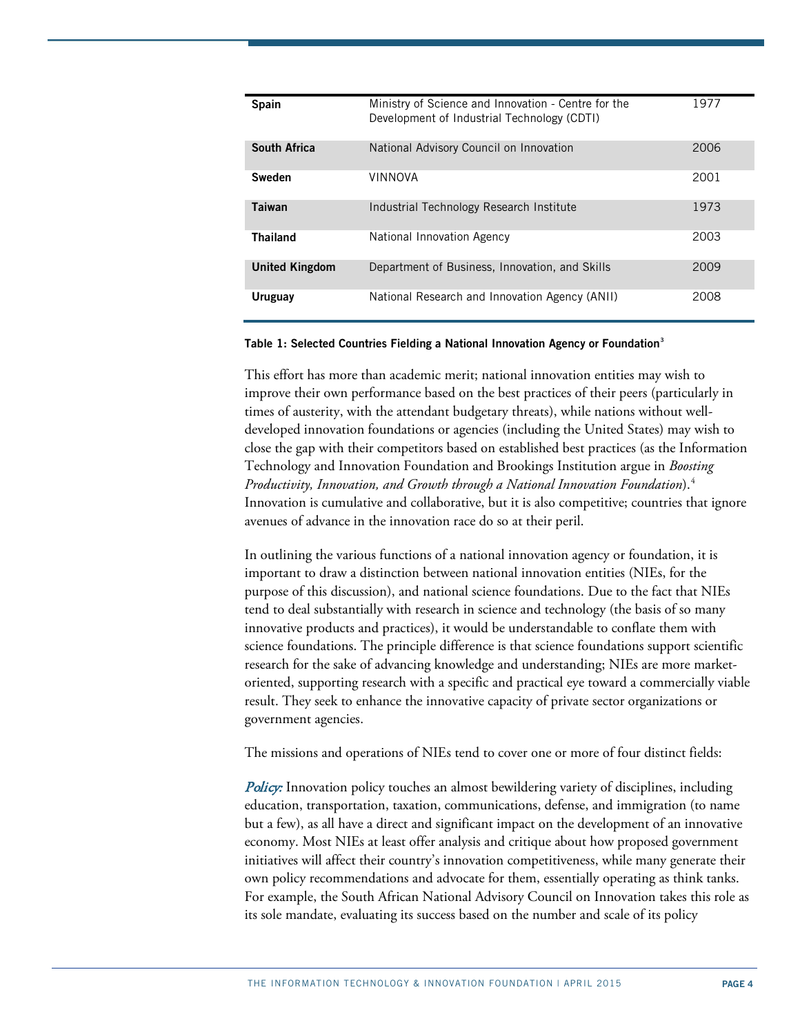| Spain | Ministry of Science and Innovation - Centre for the Development of Industrial Technology (CDTI) | 1977 |
|---|---|---|
| South Africa | National Advisory Council on Innovation | 2006 |
| Sweden | VINNOVA | 2001 |
| Taiwan | Industrial Technology Research Institute | 1973 |
| Thailand | National Innovation Agency | 2003 |
| United Kingdom | Department of Business, Innovation, and Skills | 2009 |
| Uruguay | National Research and Innovation Agency (ANII) | 2008 |

**Table 1: Selected Countries Fielding a National Innovation Agency or Foundation**[3]

This effort has more than academic merit; national innovation entities may wish to improve their own performance based on the best practices of their peers (particularly in times of austerity, with the attendant budgetary threats), while nations without well-developed innovation foundations or agencies (including the United States) may wish to close the gap with their competitors based on established best practices (as the Information Technology and Innovation Foundation and Brookings Institution argue in *Boosting Productivity, Innovation, and Growth through a National Innovation Foundation*).[4] Innovation is cumulative and collaborative, but it is also competitive; countries that ignore avenues of advance in the innovation race do so at their peril.

In outlining the various functions of a national innovation agency or foundation, it is important to draw a distinction between national innovation entities (NIEs, for the purpose of this discussion), and national science foundations. Due to the fact that NIEs tend to deal substantially with research in science and technology (the basis of so many innovative products and practices), it would be understandable to conflate them with science foundations. The principle difference is that science foundations support scientific research for the sake of advancing knowledge and understanding; NIEs are more market-oriented, supporting research with a specific and practical eye toward a commercially viable result. They seek to enhance the innovative capacity of private sector organizations or government agencies.

The missions and operations of NIEs tend to cover one or more of four distinct fields:

***Policy:*** Innovation policy touches an almost bewildering variety of disciplines, including education, transportation, taxation, communications, defense, and immigration (to name but a few), as all have a direct and significant impact on the development of an innovative economy. Most NIEs at least offer analysis and critique about how proposed government initiatives will affect their country's innovation competitiveness, while many generate their own policy recommendations and advocate for them, essentially operating as think tanks. For example, the South African National Advisory Council on Innovation takes this role as its sole mandate, evaluating its success based on the number and scale of its policy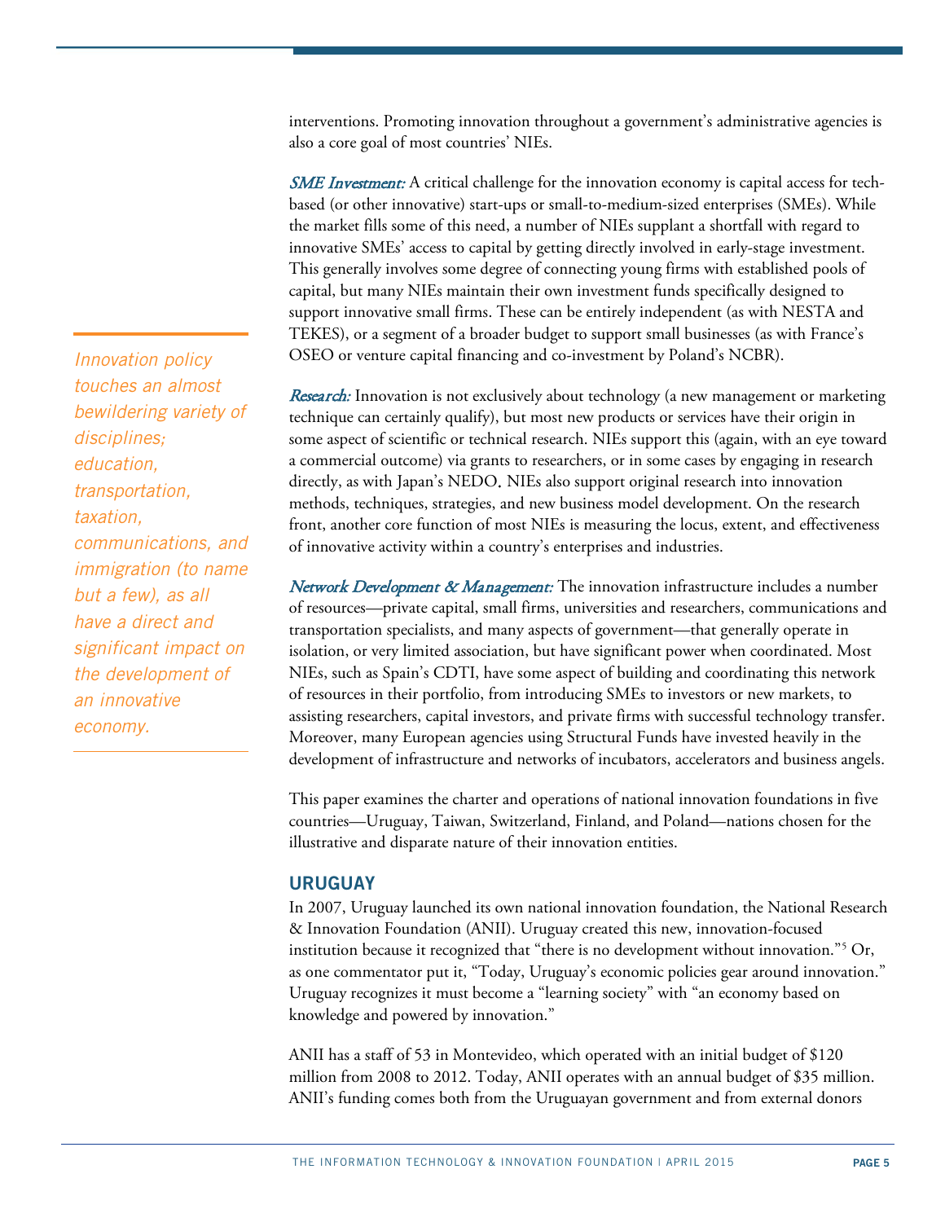interventions. Promoting innovation throughout a government's administrative agencies is also a core goal of most countries' NIEs.

*SME Investment:* A critical challenge for the innovation economy is capital access for tech-based (or other innovative) start-ups or small-to-medium-sized enterprises (SMEs). While the market fills some of this need, a number of NIEs supplant a shortfall with regard to innovative SMEs' access to capital by getting directly involved in early-stage investment. This generally involves some degree of connecting young firms with established pools of capital, but many NIEs maintain their own investment funds specifically designed to support innovative small firms. These can be entirely independent (as with NESTA and TEKES), or a segment of a broader budget to support small businesses (as with France's OSEO or venture capital financing and co-investment by Poland's NCBR).

*Innovation policy touches an almost bewildering variety of disciplines; education, transportation, taxation, communications, and immigration (to name but a few), as all have a direct and significant impact on the development of an innovative economy.*

*Research:* Innovation is not exclusively about technology (a new management or marketing technique can certainly qualify), but most new products or services have their origin in some aspect of scientific or technical research. NIEs support this (again, with an eye toward a commercial outcome) via grants to researchers, or in some cases by engaging in research directly, as with Japan's NEDO. NIEs also support original research into innovation methods, techniques, strategies, and new business model development. On the research front, another core function of most NIEs is measuring the locus, extent, and effectiveness of innovative activity within a country's enterprises and industries.

*Network Development & Management:* The innovation infrastructure includes a number of resources—private capital, small firms, universities and researchers, communications and transportation specialists, and many aspects of government—that generally operate in isolation, or very limited association, but have significant power when coordinated. Most NIEs, such as Spain's CDTI, have some aspect of building and coordinating this network of resources in their portfolio, from introducing SMEs to investors or new markets, to assisting researchers, capital investors, and private firms with successful technology transfer. Moreover, many European agencies using Structural Funds have invested heavily in the development of infrastructure and networks of incubators, accelerators and business angels.

This paper examines the charter and operations of national innovation foundations in five countries—Uruguay, Taiwan, Switzerland, Finland, and Poland—nations chosen for the illustrative and disparate nature of their innovation entities.

## URUGUAY

In 2007, Uruguay launched its own national innovation foundation, the National Research & Innovation Foundation (ANII). Uruguay created this new, innovation-focused institution because it recognized that "there is no development without innovation."[5] Or, as one commentator put it, "Today, Uruguay's economic policies gear around innovation." Uruguay recognizes it must become a "learning society" with "an economy based on knowledge and powered by innovation."

ANII has a staff of 53 in Montevideo, which operated with an initial budget of $120 million from 2008 to 2012. Today, ANII operates with an annual budget of $35 million. ANII's funding comes both from the Uruguayan government and from external donors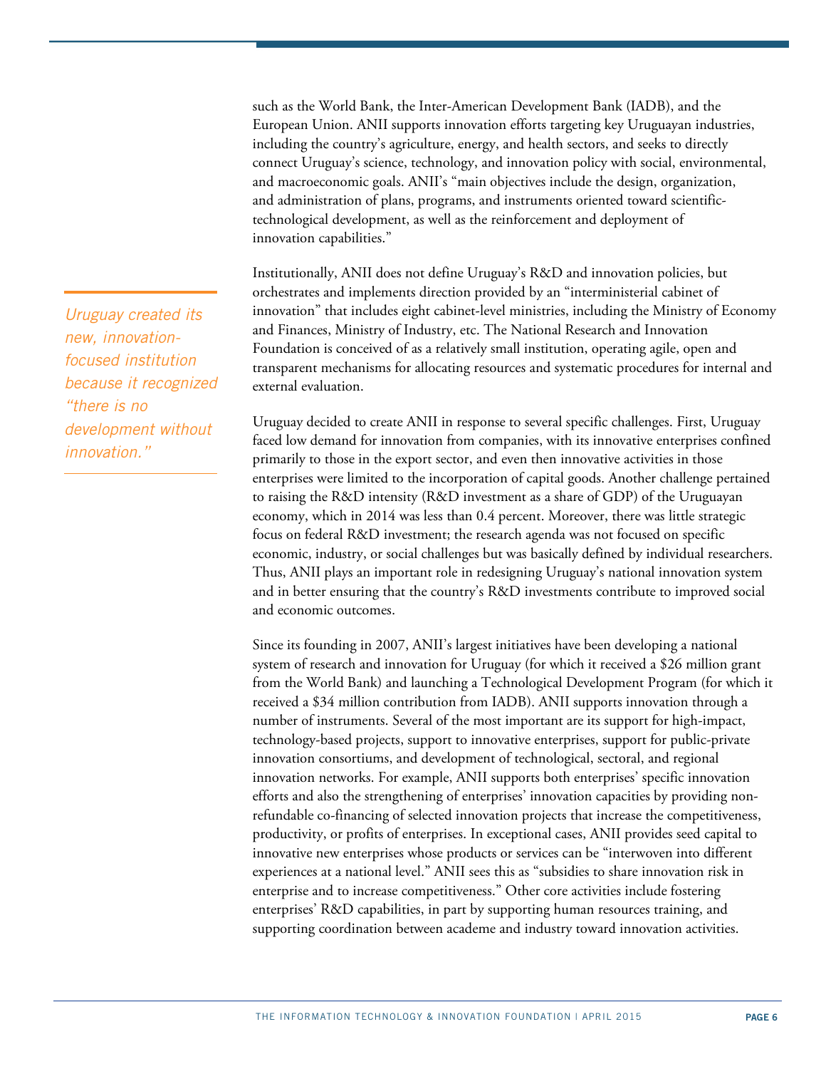such as the World Bank, the Inter-American Development Bank (IADB), and the European Union. ANII supports innovation efforts targeting key Uruguayan industries, including the country's agriculture, energy, and health sectors, and seeks to directly connect Uruguay's science, technology, and innovation policy with social, environmental, and macroeconomic goals. ANII's "main objectives include the design, organization, and administration of plans, programs, and instruments oriented toward scientific-technological development, as well as the reinforcement and deployment of innovation capabilities."

Institutionally, ANII does not define Uruguay's R&D and innovation policies, but orchestrates and implements direction provided by an "interministerial cabinet of innovation" that includes eight cabinet-level ministries, including the Ministry of Economy and Finances, Ministry of Industry, etc. The National Research and Innovation Foundation is conceived of as a relatively small institution, operating agile, open and transparent mechanisms for allocating resources and systematic procedures for internal and external evaluation.

*Uruguay created its new, innovation-focused institution because it recognized "there is no development without innovation."*

Uruguay decided to create ANII in response to several specific challenges. First, Uruguay faced low demand for innovation from companies, with its innovative enterprises confined primarily to those in the export sector, and even then innovative activities in those enterprises were limited to the incorporation of capital goods. Another challenge pertained to raising the R&D intensity (R&D investment as a share of GDP) of the Uruguayan economy, which in 2014 was less than 0.4 percent. Moreover, there was little strategic focus on federal R&D investment; the research agenda was not focused on specific economic, industry, or social challenges but was basically defined by individual researchers. Thus, ANII plays an important role in redesigning Uruguay's national innovation system and in better ensuring that the country's R&D investments contribute to improved social and economic outcomes.

Since its founding in 2007, ANII's largest initiatives have been developing a national system of research and innovation for Uruguay (for which it received a $26 million grant from the World Bank) and launching a Technological Development Program (for which it received a $34 million contribution from IADB). ANII supports innovation through a number of instruments. Several of the most important are its support for high-impact, technology-based projects, support to innovative enterprises, support for public-private innovation consortiums, and development of technological, sectoral, and regional innovation networks. For example, ANII supports both enterprises' specific innovation efforts and also the strengthening of enterprises' innovation capacities by providing non-refundable co-financing of selected innovation projects that increase the competitiveness, productivity, or profits of enterprises. In exceptional cases, ANII provides seed capital to innovative new enterprises whose products or services can be "interwoven into different experiences at a national level." ANII sees this as "subsidies to share innovation risk in enterprise and to increase competitiveness." Other core activities include fostering enterprises' R&D capabilities, in part by supporting human resources training, and supporting coordination between academe and industry toward innovation activities.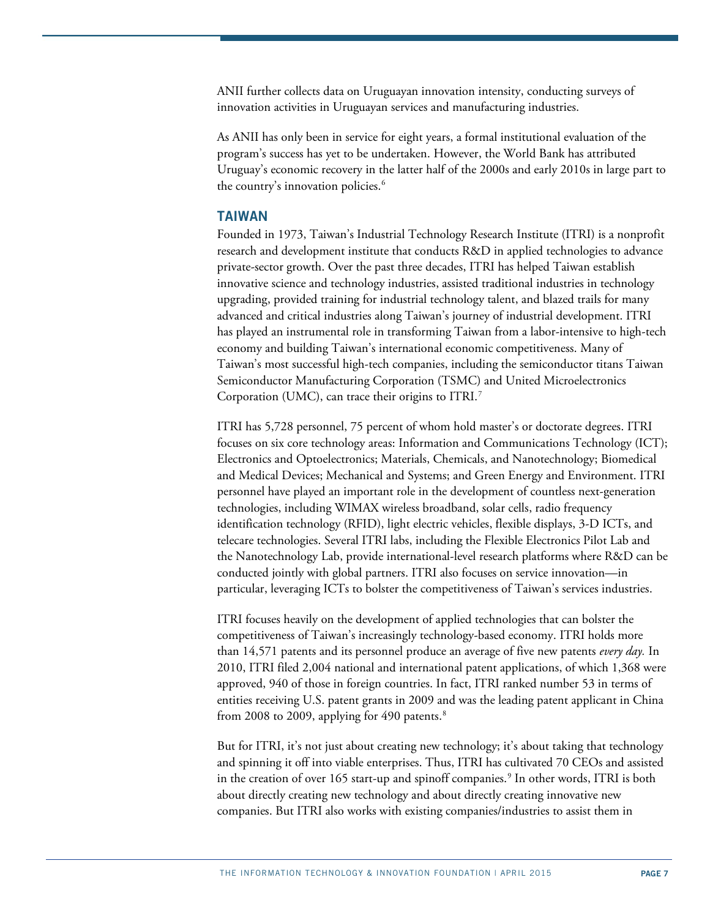ANII further collects data on Uruguayan innovation intensity, conducting surveys of innovation activities in Uruguayan services and manufacturing industries.

As ANII has only been in service for eight years, a formal institutional evaluation of the program's success has yet to be undertaken. However, the World Bank has attributed Uruguay's economic recovery in the latter half of the 2000s and early 2010s in large part to the country's innovation policies.[6]

## TAIWAN

Founded in 1973, Taiwan's Industrial Technology Research Institute (ITRI) is a nonprofit research and development institute that conducts R&D in applied technologies to advance private-sector growth. Over the past three decades, ITRI has helped Taiwan establish innovative science and technology industries, assisted traditional industries in technology upgrading, provided training for industrial technology talent, and blazed trails for many advanced and critical industries along Taiwan's journey of industrial development. ITRI has played an instrumental role in transforming Taiwan from a labor-intensive to high-tech economy and building Taiwan's international economic competitiveness. Many of Taiwan's most successful high-tech companies, including the semiconductor titans Taiwan Semiconductor Manufacturing Corporation (TSMC) and United Microelectronics Corporation (UMC), can trace their origins to ITRI.[7]

ITRI has 5,728 personnel, 75 percent of whom hold master's or doctorate degrees. ITRI focuses on six core technology areas: Information and Communications Technology (ICT); Electronics and Optoelectronics; Materials, Chemicals, and Nanotechnology; Biomedical and Medical Devices; Mechanical and Systems; and Green Energy and Environment. ITRI personnel have played an important role in the development of countless next-generation technologies, including WIMAX wireless broadband, solar cells, radio frequency identification technology (RFID), light electric vehicles, flexible displays, 3-D ICTs, and telecare technologies. Several ITRI labs, including the Flexible Electronics Pilot Lab and the Nanotechnology Lab, provide international-level research platforms where R&D can be conducted jointly with global partners. ITRI also focuses on service innovation—in particular, leveraging ICTs to bolster the competitiveness of Taiwan's services industries.

ITRI focuses heavily on the development of applied technologies that can bolster the competitiveness of Taiwan's increasingly technology-based economy. ITRI holds more than 14,571 patents and its personnel produce an average of five new patents *every day.* In 2010, ITRI filed 2,004 national and international patent applications, of which 1,368 were approved, 940 of those in foreign countries. In fact, ITRI ranked number 53 in terms of entities receiving U.S. patent grants in 2009 and was the leading patent applicant in China from 2008 to 2009, applying for 490 patents.[8]

But for ITRI, it's not just about creating new technology; it's about taking that technology and spinning it off into viable enterprises. Thus, ITRI has cultivated 70 CEOs and assisted in the creation of over 165 start-up and spinoff companies.[9] In other words, ITRI is both about directly creating new technology and about directly creating innovative new companies. But ITRI also works with existing companies/industries to assist them in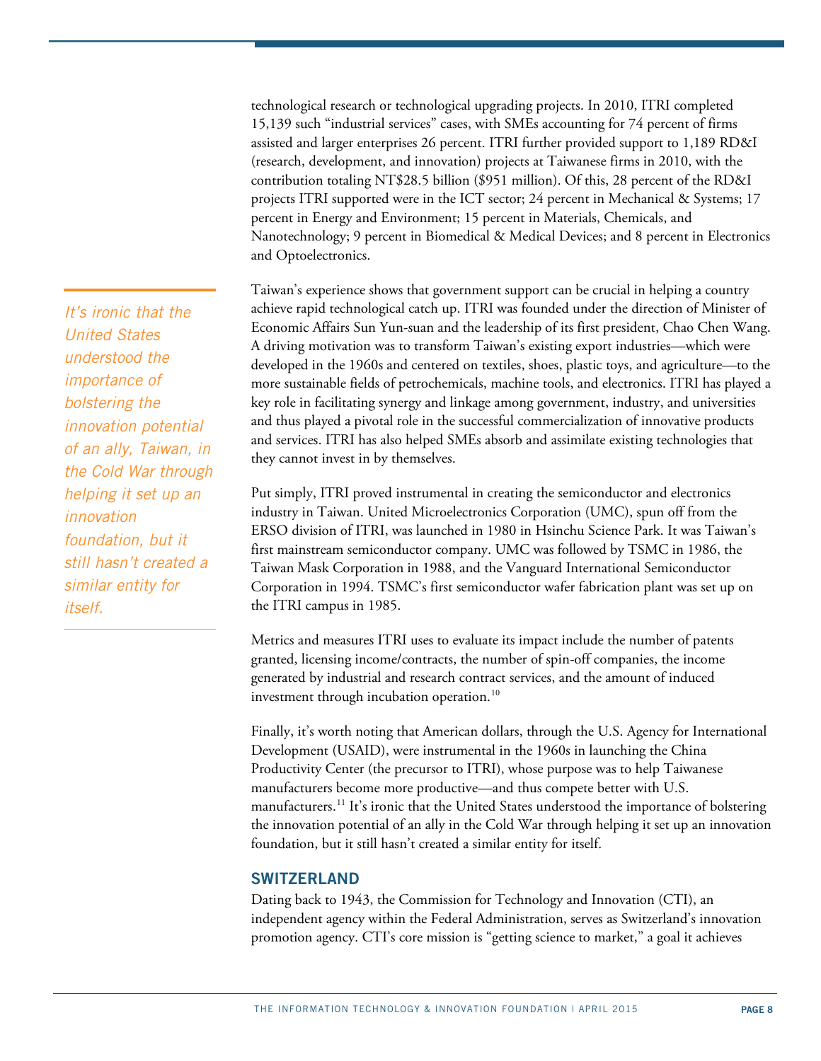technological research or technological upgrading projects. In 2010, ITRI completed 15,139 such "industrial services" cases, with SMEs accounting for 74 percent of firms assisted and larger enterprises 26 percent. ITRI further provided support to 1,189 RD&I (research, development, and innovation) projects at Taiwanese firms in 2010, with the contribution totaling NT$28.5 billion ($951 million). Of this, 28 percent of the RD&I projects ITRI supported were in the ICT sector; 24 percent in Mechanical & Systems; 17 percent in Energy and Environment; 15 percent in Materials, Chemicals, and Nanotechnology; 9 percent in Biomedical & Medical Devices; and 8 percent in Electronics and Optoelectronics.

*It's ironic that the United States understood the importance of bolstering the innovation potential of an ally, Taiwan, in the Cold War through helping it set up an innovation foundation, but it still hasn't created a similar entity for itself.*

Taiwan's experience shows that government support can be crucial in helping a country achieve rapid technological catch up. ITRI was founded under the direction of Minister of Economic Affairs Sun Yun-suan and the leadership of its first president, Chao Chen Wang. A driving motivation was to transform Taiwan's existing export industries—which were developed in the 1960s and centered on textiles, shoes, plastic toys, and agriculture—to the more sustainable fields of petrochemicals, machine tools, and electronics. ITRI has played a key role in facilitating synergy and linkage among government, industry, and universities and thus played a pivotal role in the successful commercialization of innovative products and services. ITRI has also helped SMEs absorb and assimilate existing technologies that they cannot invest in by themselves.

Put simply, ITRI proved instrumental in creating the semiconductor and electronics industry in Taiwan. United Microelectronics Corporation (UMC), spun off from the ERSO division of ITRI, was launched in 1980 in Hsinchu Science Park. It was Taiwan's first mainstream semiconductor company. UMC was followed by TSMC in 1986, the Taiwan Mask Corporation in 1988, and the Vanguard International Semiconductor Corporation in 1994. TSMC's first semiconductor wafer fabrication plant was set up on the ITRI campus in 1985.

Metrics and measures ITRI uses to evaluate its impact include the number of patents granted, licensing income/contracts, the number of spin-off companies, the income generated by industrial and research contract services, and the amount of induced investment through incubation operation.[10]

Finally, it's worth noting that American dollars, through the U.S. Agency for International Development (USAID), were instrumental in the 1960s in launching the China Productivity Center (the precursor to ITRI), whose purpose was to help Taiwanese manufacturers become more productive—and thus compete better with U.S. manufacturers.[11] It's ironic that the United States understood the importance of bolstering the innovation potential of an ally in the Cold War through helping it set up an innovation foundation, but it still hasn't created a similar entity for itself.

## SWITZERLAND

Dating back to 1943, the Commission for Technology and Innovation (CTI), an independent agency within the Federal Administration, serves as Switzerland's innovation promotion agency. CTI's core mission is "getting science to market," a goal it achieves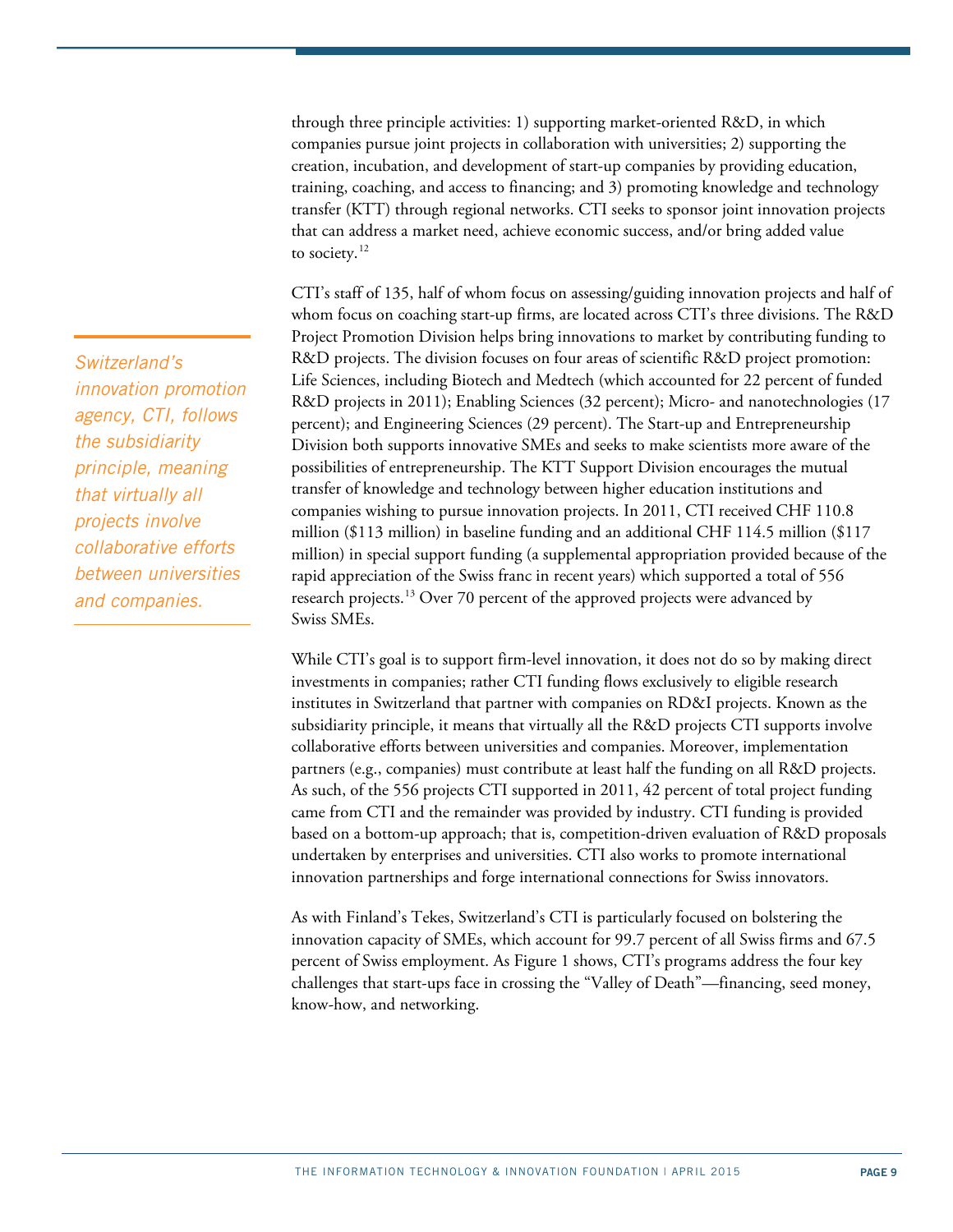through three principle activities: 1) supporting market-oriented R&D, in which companies pursue joint projects in collaboration with universities; 2) supporting the creation, incubation, and development of start-up companies by providing education, training, coaching, and access to financing; and 3) promoting knowledge and technology transfer (KTT) through regional networks. CTI seeks to sponsor joint innovation projects that can address a market need, achieve economic success, and/or bring added value to society.[12]

*Switzerland's innovation promotion agency, CTI, follows the subsidiarity principle, meaning that virtually all projects involve collaborative efforts between universities and companies.*

CTI's staff of 135, half of whom focus on assessing/guiding innovation projects and half of whom focus on coaching start-up firms, are located across CTI's three divisions. The R&D Project Promotion Division helps bring innovations to market by contributing funding to R&D projects. The division focuses on four areas of scientific R&D project promotion: Life Sciences, including Biotech and Medtech (which accounted for 22 percent of funded R&D projects in 2011); Enabling Sciences (32 percent); Micro- and nanotechnologies (17 percent); and Engineering Sciences (29 percent). The Start-up and Entrepreneurship Division both supports innovative SMEs and seeks to make scientists more aware of the possibilities of entrepreneurship. The KTT Support Division encourages the mutual transfer of knowledge and technology between higher education institutions and companies wishing to pursue innovation projects. In 2011, CTI received CHF 110.8 million ($113 million) in baseline funding and an additional CHF 114.5 million ($117 million) in special support funding (a supplemental appropriation provided because of the rapid appreciation of the Swiss franc in recent years) which supported a total of 556 research projects.[13] Over 70 percent of the approved projects were advanced by Swiss SMEs.

While CTI's goal is to support firm-level innovation, it does not do so by making direct investments in companies; rather CTI funding flows exclusively to eligible research institutes in Switzerland that partner with companies on RD&I projects. Known as the subsidiarity principle, it means that virtually all the R&D projects CTI supports involve collaborative efforts between universities and companies. Moreover, implementation partners (e.g., companies) must contribute at least half the funding on all R&D projects. As such, of the 556 projects CTI supported in 2011, 42 percent of total project funding came from CTI and the remainder was provided by industry. CTI funding is provided based on a bottom-up approach; that is, competition-driven evaluation of R&D proposals undertaken by enterprises and universities. CTI also works to promote international innovation partnerships and forge international connections for Swiss innovators.

As with Finland's Tekes, Switzerland's CTI is particularly focused on bolstering the innovation capacity of SMEs, which account for 99.7 percent of all Swiss firms and 67.5 percent of Swiss employment. As Figure 1 shows, CTI's programs address the four key challenges that start-ups face in crossing the "Valley of Death"—financing, seed money, know-how, and networking.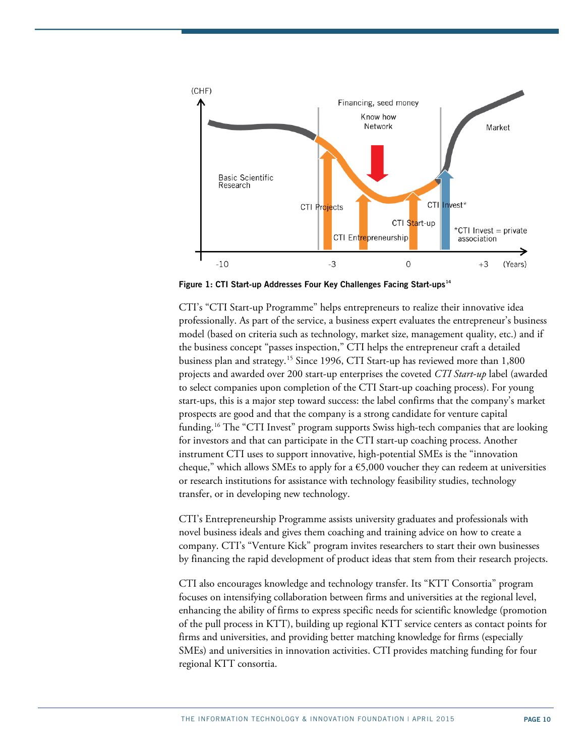**Figure 1: CTI Start-up Addresses Four Key Challenges Facing Start-ups**[14]

CTI's "CTI Start-up Programme" helps entrepreneurs to realize their innovative idea professionally. As part of the service, a business expert evaluates the entrepreneur's business model (based on criteria such as technology, market size, management quality, etc.) and if the business concept "passes inspection," CTI helps the entrepreneur craft a detailed business plan and strategy.[15] Since 1996, CTI Start-up has reviewed more than 1,800 projects and awarded over 200 start-up enterprises the coveted *CTI Start-up* label (awarded to select companies upon completion of the CTI Start-up coaching process). For young start-ups, this is a major step toward success: the label confirms that the company's market prospects are good and that the company is a strong candidate for venture capital funding.[16] The "CTI Invest" program supports Swiss high-tech companies that are looking for investors and that can participate in the CTI start-up coaching process. Another instrument CTI uses to support innovative, high-potential SMEs is the "innovation cheque," which allows SMEs to apply for a €5,000 voucher they can redeem at universities or research institutions for assistance with technology feasibility studies, technology transfer, or in developing new technology.

CTI's Entrepreneurship Programme assists university graduates and professionals with novel business ideals and gives them coaching and training advice on how to create a company. CTI's "Venture Kick" program invites researchers to start their own businesses by financing the rapid development of product ideas that stem from their research projects.

CTI also encourages knowledge and technology transfer. Its "KTT Consortia" program focuses on intensifying collaboration between firms and universities at the regional level, enhancing the ability of firms to express specific needs for scientific knowledge (promotion of the pull process in KTT), building up regional KTT service centers as contact points for firms and universities, and providing better matching knowledge for firms (especially SMEs) and universities in innovation activities. CTI provides matching funding for four regional KTT consortia.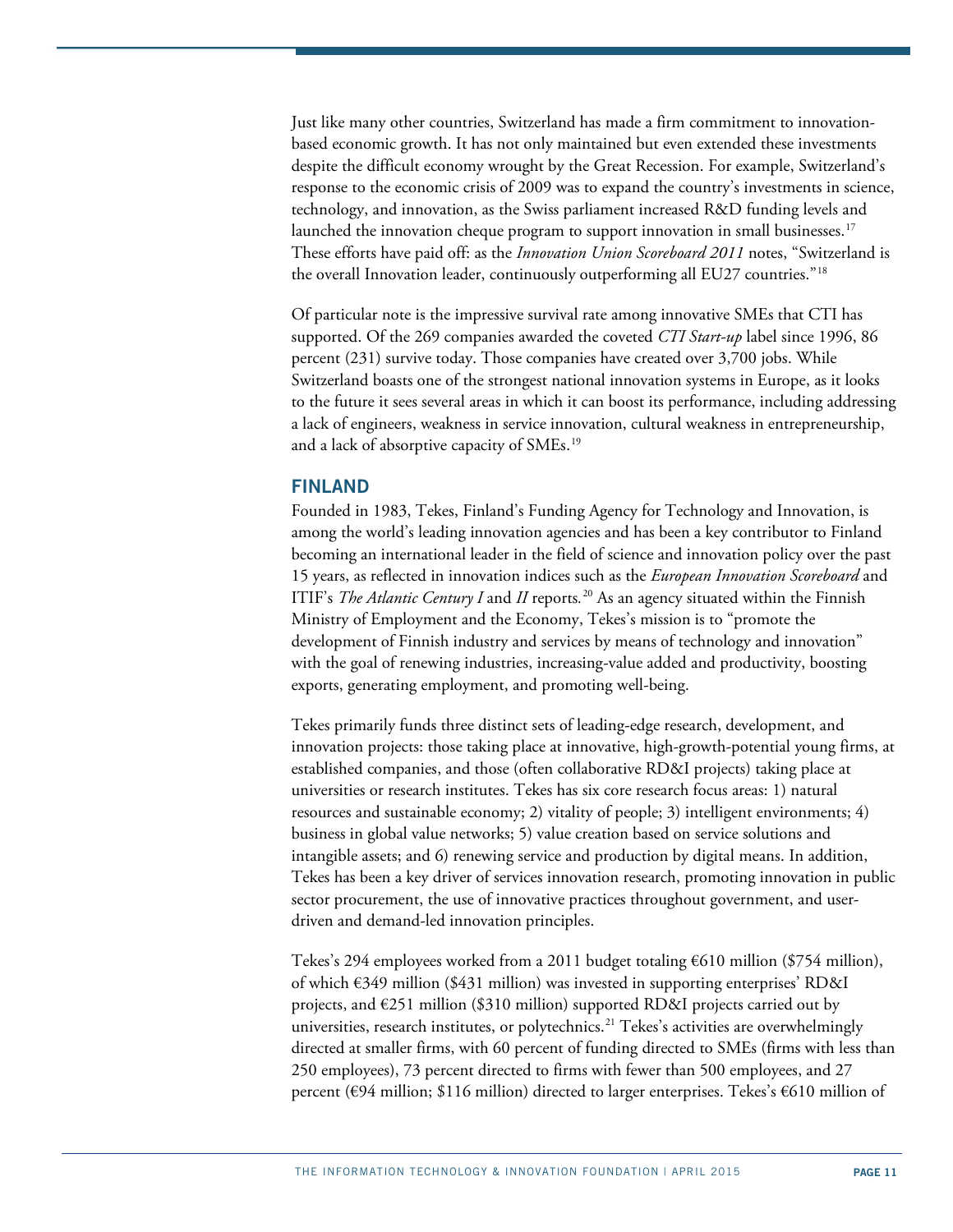Just like many other countries, Switzerland has made a firm commitment to innovation-based economic growth. It has not only maintained but even extended these investments despite the difficult economy wrought by the Great Recession. For example, Switzerland's response to the economic crisis of 2009 was to expand the country's investments in science, technology, and innovation, as the Swiss parliament increased R&D funding levels and launched the innovation cheque program to support innovation in small businesses.[17] These efforts have paid off: as the *Innovation Union Scoreboard 2011* notes, "Switzerland is the overall Innovation leader, continuously outperforming all EU27 countries."[18]

Of particular note is the impressive survival rate among innovative SMEs that CTI has supported. Of the 269 companies awarded the coveted *CTI Start-up* label since 1996, 86 percent (231) survive today. Those companies have created over 3,700 jobs. While Switzerland boasts one of the strongest national innovation systems in Europe, as it looks to the future it sees several areas in which it can boost its performance, including addressing a lack of engineers, weakness in service innovation, cultural weakness in entrepreneurship, and a lack of absorptive capacity of SMEs.[19]

## FINLAND

Founded in 1983, Tekes, Finland's Funding Agency for Technology and Innovation, is among the world's leading innovation agencies and has been a key contributor to Finland becoming an international leader in the field of science and innovation policy over the past 15 years, as reflected in innovation indices such as the *European Innovation Scoreboard* and ITIF's *The Atlantic Century I* and *II* reports.[20] As an agency situated within the Finnish Ministry of Employment and the Economy, Tekes's mission is to "promote the development of Finnish industry and services by means of technology and innovation" with the goal of renewing industries, increasing-value added and productivity, boosting exports, generating employment, and promoting well-being.

Tekes primarily funds three distinct sets of leading-edge research, development, and innovation projects: those taking place at innovative, high-growth-potential young firms, at established companies, and those (often collaborative RD&I projects) taking place at universities or research institutes. Tekes has six core research focus areas: 1) natural resources and sustainable economy; 2) vitality of people; 3) intelligent environments; 4) business in global value networks; 5) value creation based on service solutions and intangible assets; and 6) renewing service and production by digital means. In addition, Tekes has been a key driver of services innovation research, promoting innovation in public sector procurement, the use of innovative practices throughout government, and user-driven and demand-led innovation principles.

Tekes's 294 employees worked from a 2011 budget totaling €610 million ($754 million), of which €349 million ($431 million) was invested in supporting enterprises' RD&I projects, and €251 million ($310 million) supported RD&I projects carried out by universities, research institutes, or polytechnics.[21] Tekes's activities are overwhelmingly directed at smaller firms, with 60 percent of funding directed to SMEs (firms with less than 250 employees), 73 percent directed to firms with fewer than 500 employees, and 27 percent (€94 million; $116 million) directed to larger enterprises. Tekes's €610 million of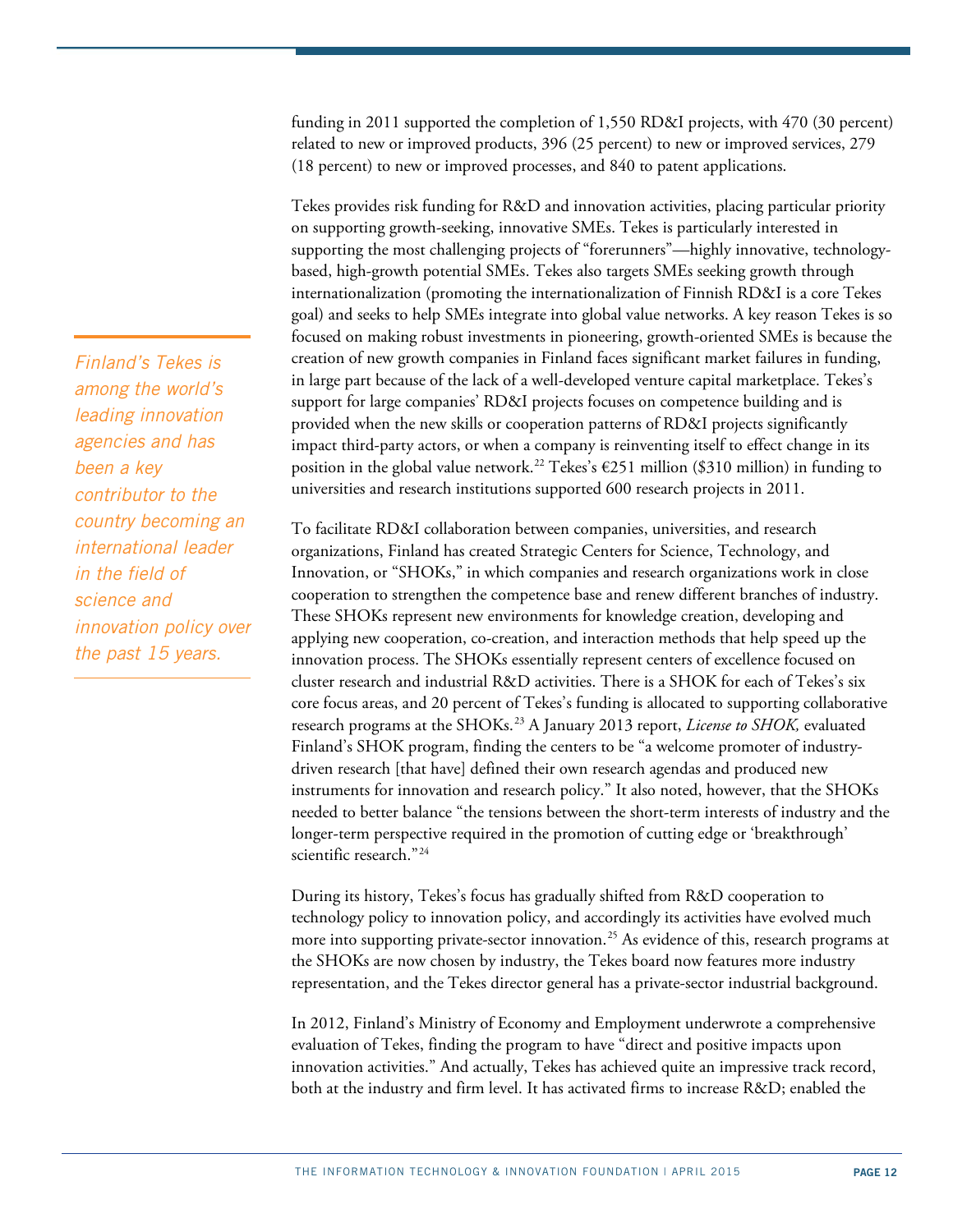funding in 2011 supported the completion of 1,550 RD&I projects, with 470 (30 percent) related to new or improved products, 396 (25 percent) to new or improved services, 279 (18 percent) to new or improved processes, and 840 to patent applications.

Tekes provides risk funding for R&D and innovation activities, placing particular priority on supporting growth-seeking, innovative SMEs. Tekes is particularly interested in supporting the most challenging projects of "forerunners"—highly innovative, technology-based, high-growth potential SMEs. Tekes also targets SMEs seeking growth through internationalization (promoting the internationalization of Finnish RD&I is a core Tekes goal) and seeks to help SMEs integrate into global value networks. A key reason Tekes is so focused on making robust investments in pioneering, growth-oriented SMEs is because the creation of new growth companies in Finland faces significant market failures in funding, in large part because of the lack of a well-developed venture capital marketplace. Tekes's support for large companies' RD&I projects focuses on competence building and is provided when the new skills or cooperation patterns of RD&I projects significantly impact third-party actors, or when a company is reinventing itself to effect change in its position in the global value network.[22] Tekes's €251 million ($310 million) in funding to universities and research institutions supported 600 research projects in 2011.

*Finland's Tekes is among the world's leading innovation agencies and has been a key contributor to the country becoming an international leader in the field of science and innovation policy over the past 15 years.*

To facilitate RD&I collaboration between companies, universities, and research organizations, Finland has created Strategic Centers for Science, Technology, and Innovation, or "SHOKs," in which companies and research organizations work in close cooperation to strengthen the competence base and renew different branches of industry. These SHOKs represent new environments for knowledge creation, developing and applying new cooperation, co-creation, and interaction methods that help speed up the innovation process. The SHOKs essentially represent centers of excellence focused on cluster research and industrial R&D activities. There is a SHOK for each of Tekes's six core focus areas, and 20 percent of Tekes's funding is allocated to supporting collaborative research programs at the SHOKs.[23] A January 2013 report, *License to SHOK,* evaluated Finland's SHOK program, finding the centers to be "a welcome promoter of industry-driven research [that have] defined their own research agendas and produced new instruments for innovation and research policy." It also noted, however, that the SHOKs needed to better balance "the tensions between the short-term interests of industry and the longer-term perspective required in the promotion of cutting edge or 'breakthrough' scientific research."[24]

During its history, Tekes's focus has gradually shifted from R&D cooperation to technology policy to innovation policy, and accordingly its activities have evolved much more into supporting private-sector innovation.[25] As evidence of this, research programs at the SHOKs are now chosen by industry, the Tekes board now features more industry representation, and the Tekes director general has a private-sector industrial background.

In 2012, Finland's Ministry of Economy and Employment underwrote a comprehensive evaluation of Tekes, finding the program to have "direct and positive impacts upon innovation activities." And actually, Tekes has achieved quite an impressive track record, both at the industry and firm level. It has activated firms to increase R&D; enabled the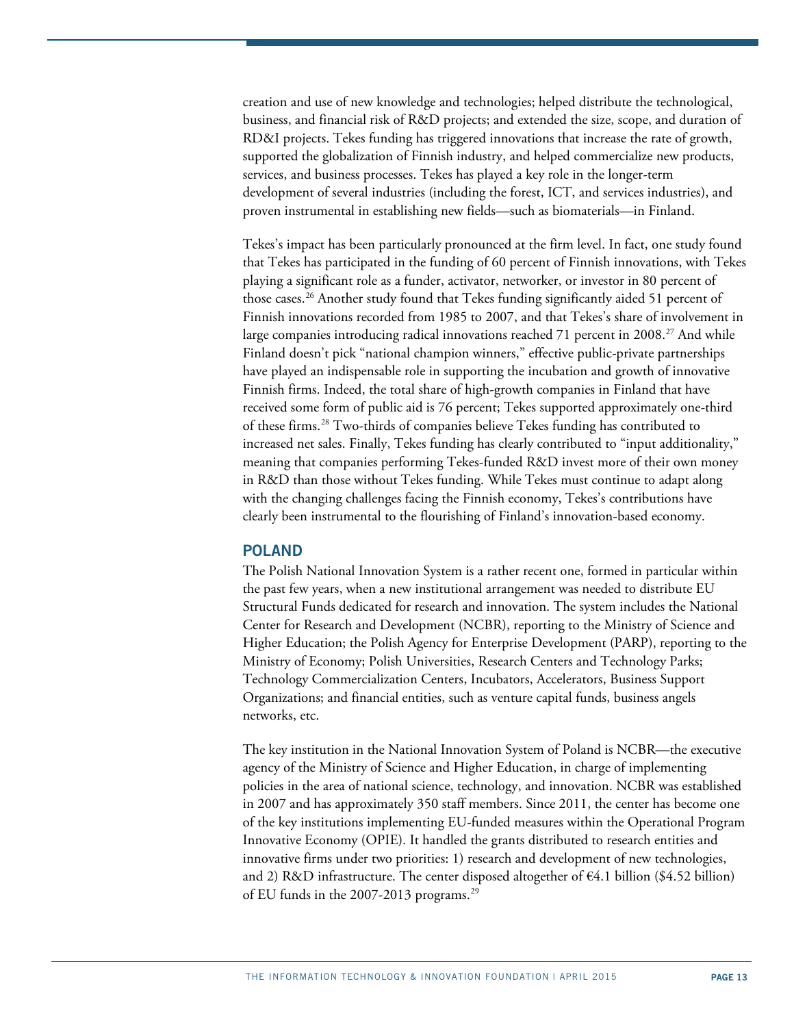creation and use of new knowledge and technologies; helped distribute the technological, business, and financial risk of R&D projects; and extended the size, scope, and duration of RD&I projects. Tekes funding has triggered innovations that increase the rate of growth, supported the globalization of Finnish industry, and helped commercialize new products, services, and business processes. Tekes has played a key role in the longer-term development of several industries (including the forest, ICT, and services industries), and proven instrumental in establishing new fields—such as biomaterials—in Finland.

Tekes's impact has been particularly pronounced at the firm level. In fact, one study found that Tekes has participated in the funding of 60 percent of Finnish innovations, with Tekes playing a significant role as a funder, activator, networker, or investor in 80 percent of those cases.[26] Another study found that Tekes funding significantly aided 51 percent of Finnish innovations recorded from 1985 to 2007, and that Tekes's share of involvement in large companies introducing radical innovations reached 71 percent in 2008.[27] And while Finland doesn't pick "national champion winners," effective public-private partnerships have played an indispensable role in supporting the incubation and growth of innovative Finnish firms. Indeed, the total share of high-growth companies in Finland that have received some form of public aid is 76 percent; Tekes supported approximately one-third of these firms.[28] Two-thirds of companies believe Tekes funding has contributed to increased net sales. Finally, Tekes funding has clearly contributed to "input additionality," meaning that companies performing Tekes-funded R&D invest more of their own money in R&D than those without Tekes funding. While Tekes must continue to adapt along with the changing challenges facing the Finnish economy, Tekes's contributions have clearly been instrumental to the flourishing of Finland's innovation-based economy.

## POLAND

The Polish National Innovation System is a rather recent one, formed in particular within the past few years, when a new institutional arrangement was needed to distribute EU Structural Funds dedicated for research and innovation. The system includes the National Center for Research and Development (NCBR), reporting to the Ministry of Science and Higher Education; the Polish Agency for Enterprise Development (PARP), reporting to the Ministry of Economy; Polish Universities, Research Centers and Technology Parks; Technology Commercialization Centers, Incubators, Accelerators, Business Support Organizations; and financial entities, such as venture capital funds, business angels networks, etc.

The key institution in the National Innovation System of Poland is NCBR—the executive agency of the Ministry of Science and Higher Education, in charge of implementing policies in the area of national science, technology, and innovation. NCBR was established in 2007 and has approximately 350 staff members. Since 2011, the center has become one of the key institutions implementing EU-funded measures within the Operational Program Innovative Economy (OPIE). It handled the grants distributed to research entities and innovative firms under two priorities: 1) research and development of new technologies, and 2) R&D infrastructure. The center disposed altogether of €4.1 billion ($4.52 billion) of EU funds in the 2007-2013 programs.[29]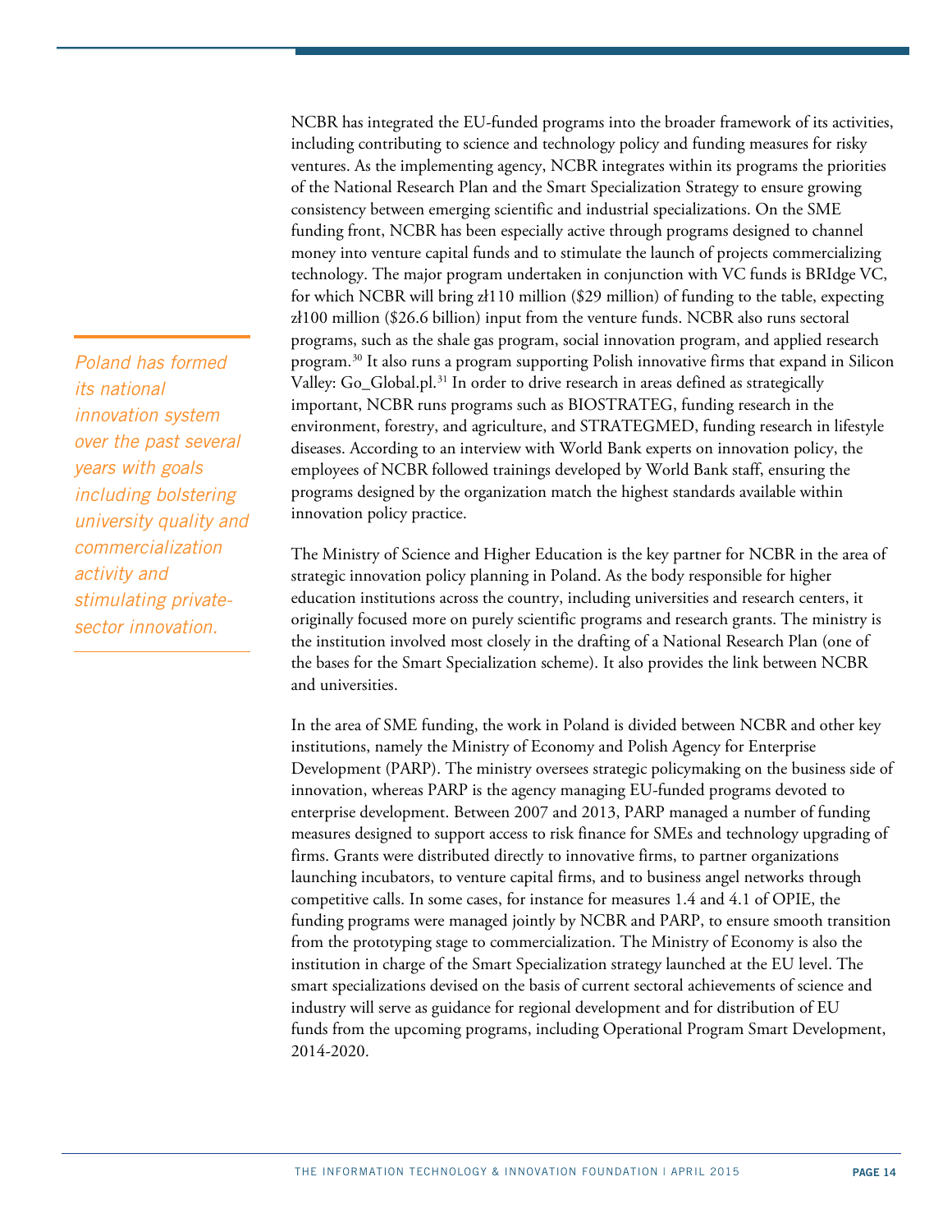NCBR has integrated the EU-funded programs into the broader framework of its activities, including contributing to science and technology policy and funding measures for risky ventures. As the implementing agency, NCBR integrates within its programs the priorities of the National Research Plan and the Smart Specialization Strategy to ensure growing consistency between emerging scientific and industrial specializations. On the SME funding front, NCBR has been especially active through programs designed to channel money into venture capital funds and to stimulate the launch of projects commercializing technology. The major program undertaken in conjunction with VC funds is BRIdge VC, for which NCBR will bring zł110 million ($29 million) of funding to the table, expecting zł100 million ($26.6 billion) input from the venture funds. NCBR also runs sectoral programs, such as the shale gas program, social innovation program, and applied research program.[30] It also runs a program supporting Polish innovative firms that expand in Silicon Valley: Go_Global.pl.[31] In order to drive research in areas defined as strategically important, NCBR runs programs such as BIOSTRATEG, funding research in the environment, forestry, and agriculture, and STRATEGMED, funding research in lifestyle diseases. According to an interview with World Bank experts on innovation policy, the employees of NCBR followed trainings developed by World Bank staff, ensuring the programs designed by the organization match the highest standards available within innovation policy practice.

*Poland has formed its national innovation system over the past several years with goals including bolstering university quality and commercialization activity and stimulating private-sector innovation.*

The Ministry of Science and Higher Education is the key partner for NCBR in the area of strategic innovation policy planning in Poland. As the body responsible for higher education institutions across the country, including universities and research centers, it originally focused more on purely scientific programs and research grants. The ministry is the institution involved most closely in the drafting of a National Research Plan (one of the bases for the Smart Specialization scheme). It also provides the link between NCBR and universities.

In the area of SME funding, the work in Poland is divided between NCBR and other key institutions, namely the Ministry of Economy and Polish Agency for Enterprise Development (PARP). The ministry oversees strategic policymaking on the business side of innovation, whereas PARP is the agency managing EU-funded programs devoted to enterprise development. Between 2007 and 2013, PARP managed a number of funding measures designed to support access to risk finance for SMEs and technology upgrading of firms. Grants were distributed directly to innovative firms, to partner organizations launching incubators, to venture capital firms, and to business angel networks through competitive calls. In some cases, for instance for measures 1.4 and 4.1 of OPIE, the funding programs were managed jointly by NCBR and PARP, to ensure smooth transition from the prototyping stage to commercialization. The Ministry of Economy is also the institution in charge of the Smart Specialization strategy launched at the EU level. The smart specializations devised on the basis of current sectoral achievements of science and industry will serve as guidance for regional development and for distribution of EU funds from the upcoming programs, including Operational Program Smart Development, 2014-2020.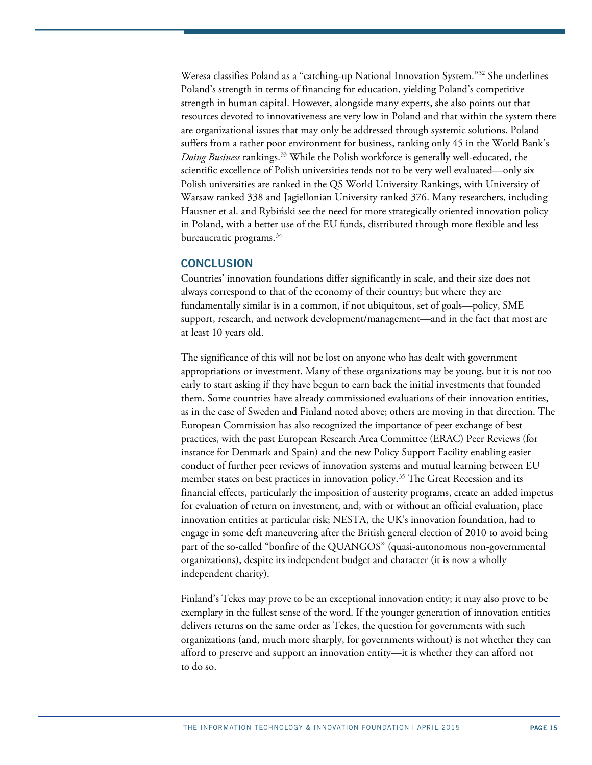Weresa classifies Poland as a "catching-up National Innovation System."[32] She underlines Poland's strength in terms of financing for education, yielding Poland's competitive strength in human capital. However, alongside many experts, she also points out that resources devoted to innovativeness are very low in Poland and that within the system there are organizational issues that may only be addressed through systemic solutions. Poland suffers from a rather poor environment for business, ranking only 45 in the World Bank's *Doing Business* rankings.[33] While the Polish workforce is generally well-educated, the scientific excellence of Polish universities tends not to be very well evaluated—only six Polish universities are ranked in the QS World University Rankings, with University of Warsaw ranked 338 and Jagiellonian University ranked 376. Many researchers, including Hausner et al. and Rybiński see the need for more strategically oriented innovation policy in Poland, with a better use of the EU funds, distributed through more flexible and less bureaucratic programs.[34]

## CONCLUSION

Countries' innovation foundations differ significantly in scale, and their size does not always correspond to that of the economy of their country; but where they are fundamentally similar is in a common, if not ubiquitous, set of goals—policy, SME support, research, and network development/management—and in the fact that most are at least 10 years old.

The significance of this will not be lost on anyone who has dealt with government appropriations or investment. Many of these organizations may be young, but it is not too early to start asking if they have begun to earn back the initial investments that founded them. Some countries have already commissioned evaluations of their innovation entities, as in the case of Sweden and Finland noted above; others are moving in that direction. The European Commission has also recognized the importance of peer exchange of best practices, with the past European Research Area Committee (ERAC) Peer Reviews (for instance for Denmark and Spain) and the new Policy Support Facility enabling easier conduct of further peer reviews of innovation systems and mutual learning between EU member states on best practices in innovation policy.[35] The Great Recession and its financial effects, particularly the imposition of austerity programs, create an added impetus for evaluation of return on investment, and, with or without an official evaluation, place innovation entities at particular risk; NESTA, the UK's innovation foundation, had to engage in some deft maneuvering after the British general election of 2010 to avoid being part of the so-called "bonfire of the QUANGOS" (quasi-autonomous non-governmental organizations), despite its independent budget and character (it is now a wholly independent charity).

Finland's Tekes may prove to be an exceptional innovation entity; it may also prove to be exemplary in the fullest sense of the word. If the younger generation of innovation entities delivers returns on the same order as Tekes, the question for governments with such organizations (and, much more sharply, for governments without) is not whether they can afford to preserve and support an innovation entity—it is whether they can afford not to do so.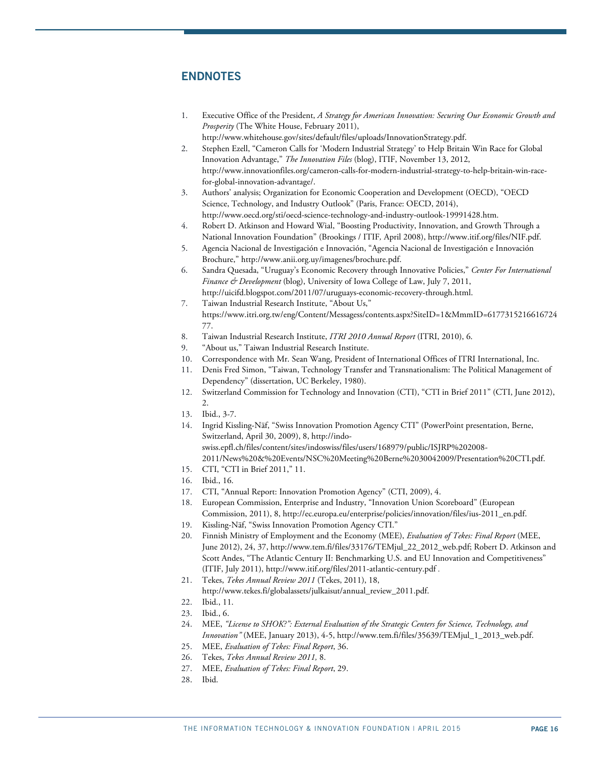## ENDNOTES

1. Executive Office of the President, *A Strategy for American Innovation: Securing Our Economic Growth and Prosperity* (The White House, February 2011), http://www.whitehouse.gov/sites/default/files/uploads/InnovationStrategy.pdf.
2. Stephen Ezell, "Cameron Calls for 'Modern Industrial Strategy' to Help Britain Win Race for Global Innovation Advantage," *The Innovation Files* (blog), ITIF, November 13, 2012, http://www.innovationfiles.org/cameron-calls-for-modern-industrial-strategy-to-help-britain-win-race-for-global-innovation-advantage/.
3. Authors' analysis; Organization for Economic Cooperation and Development (OECD), "OECD Science, Technology, and Industry Outlook" (Paris, France: OECD, 2014), http://www.oecd.org/sti/oecd-science-technology-and-industry-outlook-19991428.htm.
4. Robert D. Atkinson and Howard Wial, "Boosting Productivity, Innovation, and Growth Through a National Innovation Foundation" (Brookings / ITIF, April 2008), http://www.itif.org/files/NIF.pdf.
5. Agencia Nacional de Investigación e Innovación, "Agencia Nacional de Investigación e Innovación Brochure," http://www.anii.org.uy/imagenes/brochure.pdf.
6. Sandra Quesada, "Uruguay's Economic Recovery through Innovative Policies," *Center For International Finance & Development* (blog), University of Iowa College of Law, July 7, 2011, http://uicifd.blogspot.com/2011/07/uruguays-economic-recovery-through.html.
7. Taiwan Industrial Research Institute, "About Us," https://www.itri.org.tw/eng/Content/Messagess/contents.aspx?SiteID=1&MmmID=617731521661672477.
8. Taiwan Industrial Research Institute, *ITRI 2010 Annual Report* (ITRI, 2010), 6.
9. "About us," Taiwan Industrial Research Institute.
10. Correspondence with Mr. Sean Wang, President of International Offices of ITRI International, Inc.
11. Denis Fred Simon, "Taiwan, Technology Transfer and Transnationalism: The Political Management of Dependency" (dissertation, UC Berkeley, 1980).
12. Switzerland Commission for Technology and Innovation (CTI), "CTI in Brief 2011" (CTI, June 2012), 2.
13. Ibid., 3-7.
14. Ingrid Kissling-Näf, "Swiss Innovation Promotion Agency CTI" (PowerPoint presentation, Berne, Switzerland, April 30, 2009), 8, http://indo-swiss.epfl.ch/files/content/sites/indoswiss/files/users/168979/public/ISJRP%202008-2011/News%20&%20Events/NSC%20Meeting%20Berne%2030042009/Presentation%20CTI.pdf.
15. CTI, "CTI in Brief 2011," 11.
16. Ibid., 16.
17. CTI, "Annual Report: Innovation Promotion Agency" (CTI, 2009), 4.
18. European Commission, Enterprise and Industry, "Innovation Union Scoreboard" (European Commission, 2011), 8, http://ec.europa.eu/enterprise/policies/innovation/files/ius-2011_en.pdf.
19. Kissling-Näf, "Swiss Innovation Promotion Agency CTI."
20. Finnish Ministry of Employment and the Economy (MEE), *Evaluation of Tekes: Final Report* (MEE, June 2012), 24, 37, http://www.tem.fi/files/33176/TEMjul_22_2012_web.pdf; Robert D. Atkinson and Scott Andes, "The Atlantic Century II: Benchmarking U.S. and EU Innovation and Competitiveness" (ITIF, July 2011), http://www.itif.org/files/2011-atlantic-century.pdf .
21. Tekes, *Tekes Annual Review 2011* (Tekes, 2011), 18, http://www.tekes.fi/globalassets/julkaisut/annual_review_2011.pdf.
22. Ibid., 11.
23. Ibid., 6.
24. MEE, *"License to SHOK?": External Evaluation of the Strategic Centers for Science, Technology, and Innovation"* (MEE, January 2013), 4-5, http://www.tem.fi/files/35639/TEMjul_1_2013_web.pdf.
25. MEE, *Evaluation of Tekes: Final Report*, 36.
26. Tekes, *Tekes Annual Review 2011,* 8.
27. MEE, *Evaluation of Tekes: Final Report*, 29.
28. Ibid.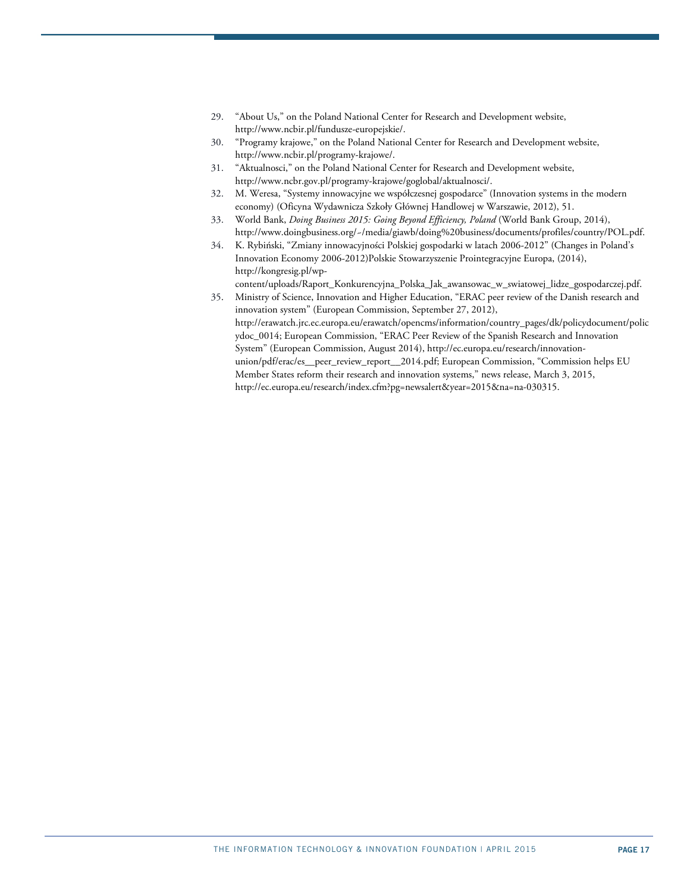29. "About Us," on the Poland National Center for Research and Development website, http://www.ncbir.pl/fundusze-europejskie/.
30. "Programy krajowe," on the Poland National Center for Research and Development website, http://www.ncbir.pl/programy-krajowe/.
31. "Aktualnosci," on the Poland National Center for Research and Development website, http://www.ncbr.gov.pl/programy-krajowe/goglobal/aktualnosci/.
32. M. Weresa, "Systemy innowacyjne we współczesnej gospodarce" (Innovation systems in the modern economy) (Oficyna Wydawnicza Szkoły Głównej Handlowej w Warszawie, 2012), 51.
33. World Bank, *Doing Business 2015: Going Beyond Efficiency, Poland* (World Bank Group, 2014), http://www.doingbusiness.org/~/media/giawb/doing%20business/documents/profiles/country/POL.pdf.
34. K. Rybiński, "Zmiany innowacyjności Polskiej gospodarki w latach 2006-2012" (Changes in Poland's Innovation Economy 2006-2012)Polskie Stowarzyszenie Prointegracyjne Europa, (2014), http://kongresig.pl/wp-content/uploads/Raport_Konkurencyjna_Polska_Jak_awansowac_w_swiatowej_lidze_gospodarczej.pdf.
35. Ministry of Science, Innovation and Higher Education, "ERAC peer review of the Danish research and innovation system" (European Commission, September 27, 2012), http://erawatch.jrc.ec.europa.eu/erawatch/opencms/information/country_pages/dk/policydocument/policydoc_0014; European Commission, "ERAC Peer Review of the Spanish Research and Innovation System" (European Commission, August 2014), http://ec.europa.eu/research/innovation-union/pdf/erac/es__peer_review_report__2014.pdf; European Commission, "Commission helps EU Member States reform their research and innovation systems," news release, March 3, 2015, http://ec.europa.eu/research/index.cfm?pg=newsalert&year=2015&na=na-030315.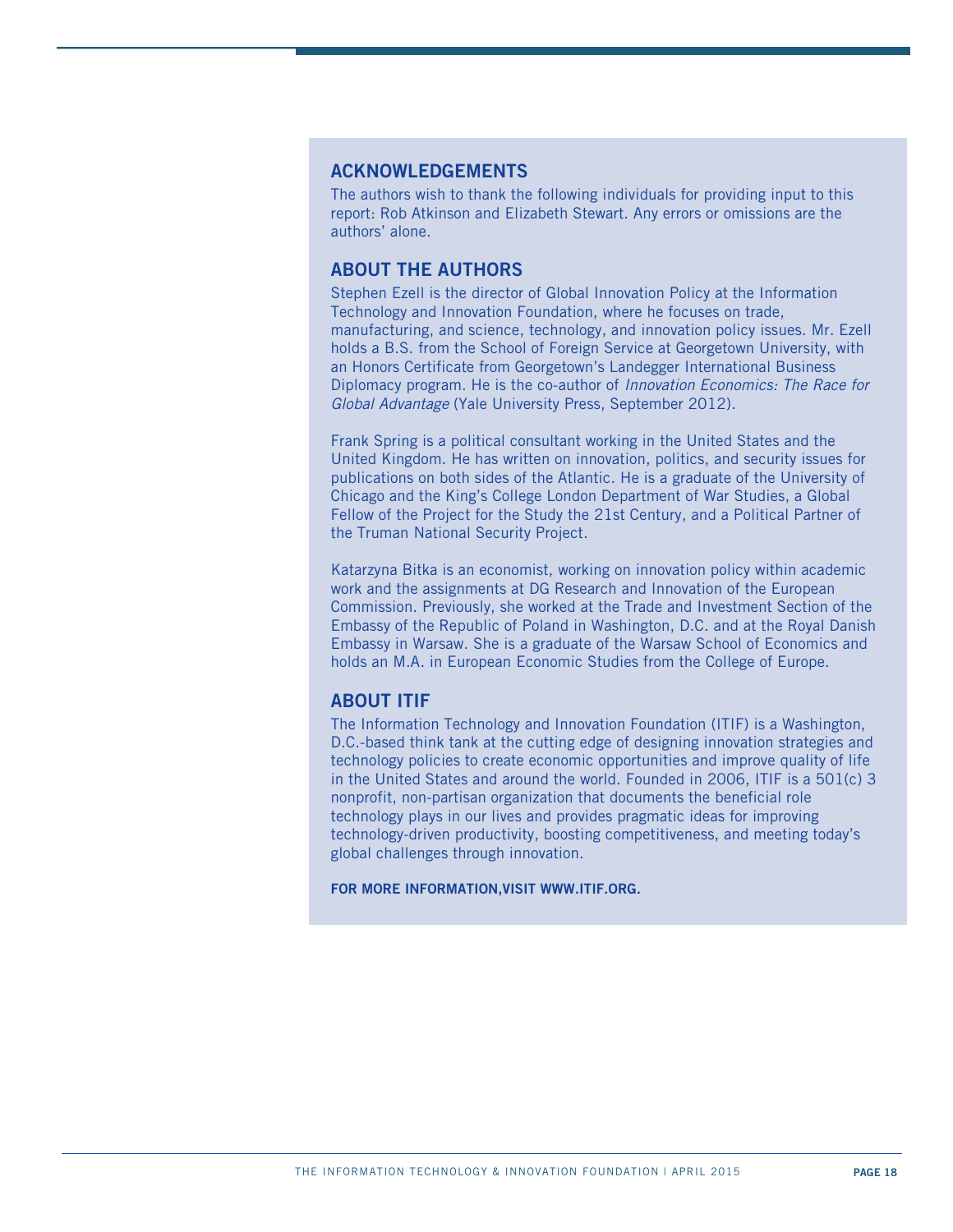## ACKNOWLEDGEMENTS

The authors wish to thank the following individuals for providing input to this report: Rob Atkinson and Elizabeth Stewart. Any errors or omissions are the authors' alone.

## ABOUT THE AUTHORS

Stephen Ezell is the director of Global Innovation Policy at the Information Technology and Innovation Foundation, where he focuses on trade, manufacturing, and science, technology, and innovation policy issues. Mr. Ezell holds a B.S. from the School of Foreign Service at Georgetown University, with an Honors Certificate from Georgetown's Landegger International Business Diplomacy program. He is the co-author of *Innovation Economics: The Race for Global Advantage* (Yale University Press, September 2012).

Frank Spring is a political consultant working in the United States and the United Kingdom. He has written on innovation, politics, and security issues for publications on both sides of the Atlantic. He is a graduate of the University of Chicago and the King's College London Department of War Studies, a Global Fellow of the Project for the Study the 21st Century, and a Political Partner of the Truman National Security Project.

Katarzyna Bitka is an economist, working on innovation policy within academic work and the assignments at DG Research and Innovation of the European Commission. Previously, she worked at the Trade and Investment Section of the Embassy of the Republic of Poland in Washington, D.C. and at the Royal Danish Embassy in Warsaw. She is a graduate of the Warsaw School of Economics and holds an M.A. in European Economic Studies from the College of Europe.

## ABOUT ITIF

The Information Technology and Innovation Foundation (ITIF) is a Washington, D.C.-based think tank at the cutting edge of designing innovation strategies and technology policies to create economic opportunities and improve quality of life in the United States and around the world. Founded in 2006, ITIF is a 501(c) 3 nonprofit, non-partisan organization that documents the beneficial role technology plays in our lives and provides pragmatic ideas for improving technology-driven productivity, boosting competitiveness, and meeting today's global challenges through innovation.

**FOR MORE INFORMATION,VISIT WWW.ITIF.ORG.**